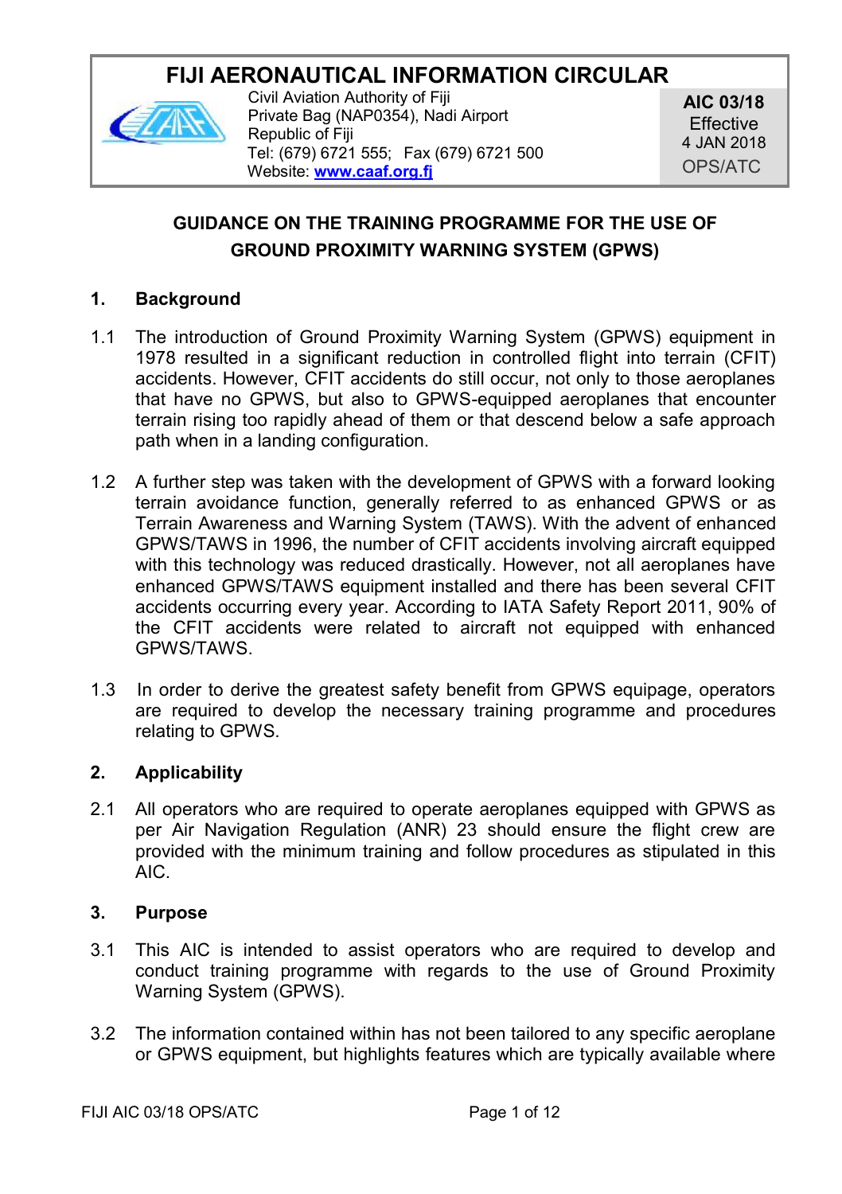# FIJI AERONAUTICAL INFORMATION CIRCULAR

Civil Aviation Authority of Fiji
Private Bag (NAP0354), Nadi Airport
Republic of Fiji
Tel: (679) 6721 555; Fax (679) 6721 500
Website: www.caaf.org.fj

**AIC 03/18**
Effective
4 JAN 2018
OPS/ATC

## GUIDANCE ON THE TRAINING PROGRAMME FOR THE USE OF GROUND PROXIMITY WARNING SYSTEM (GPWS)

### 1. Background

1.1 The introduction of Ground Proximity Warning System (GPWS) equipment in 1978 resulted in a significant reduction in controlled flight into terrain (CFIT) accidents. However, CFIT accidents do still occur, not only to those aeroplanes that have no GPWS, but also to GPWS-equipped aeroplanes that encounter terrain rising too rapidly ahead of them or that descend below a safe approach path when in a landing configuration.

1.2 A further step was taken with the development of GPWS with a forward looking terrain avoidance function, generally referred to as enhanced GPWS or as Terrain Awareness and Warning System (TAWS). With the advent of enhanced GPWS/TAWS in 1996, the number of CFIT accidents involving aircraft equipped with this technology was reduced drastically. However, not all aeroplanes have enhanced GPWS/TAWS equipment installed and there has been several CFIT accidents occurring every year. According to IATA Safety Report 2011, 90% of the CFIT accidents were related to aircraft not equipped with enhanced GPWS/TAWS.

1.3 In order to derive the greatest safety benefit from GPWS equipage, operators are required to develop the necessary training programme and procedures relating to GPWS.

### 2. Applicability

2.1 All operators who are required to operate aeroplanes equipped with GPWS as per Air Navigation Regulation (ANR) 23 should ensure the flight crew are provided with the minimum training and follow procedures as stipulated in this AIC.

### 3. Purpose

3.1 This AIC is intended to assist operators who are required to develop and conduct training programme with regards to the use of Ground Proximity Warning System (GPWS).

3.2 The information contained within has not been tailored to any specific aeroplane or GPWS equipment, but highlights features which are typically available where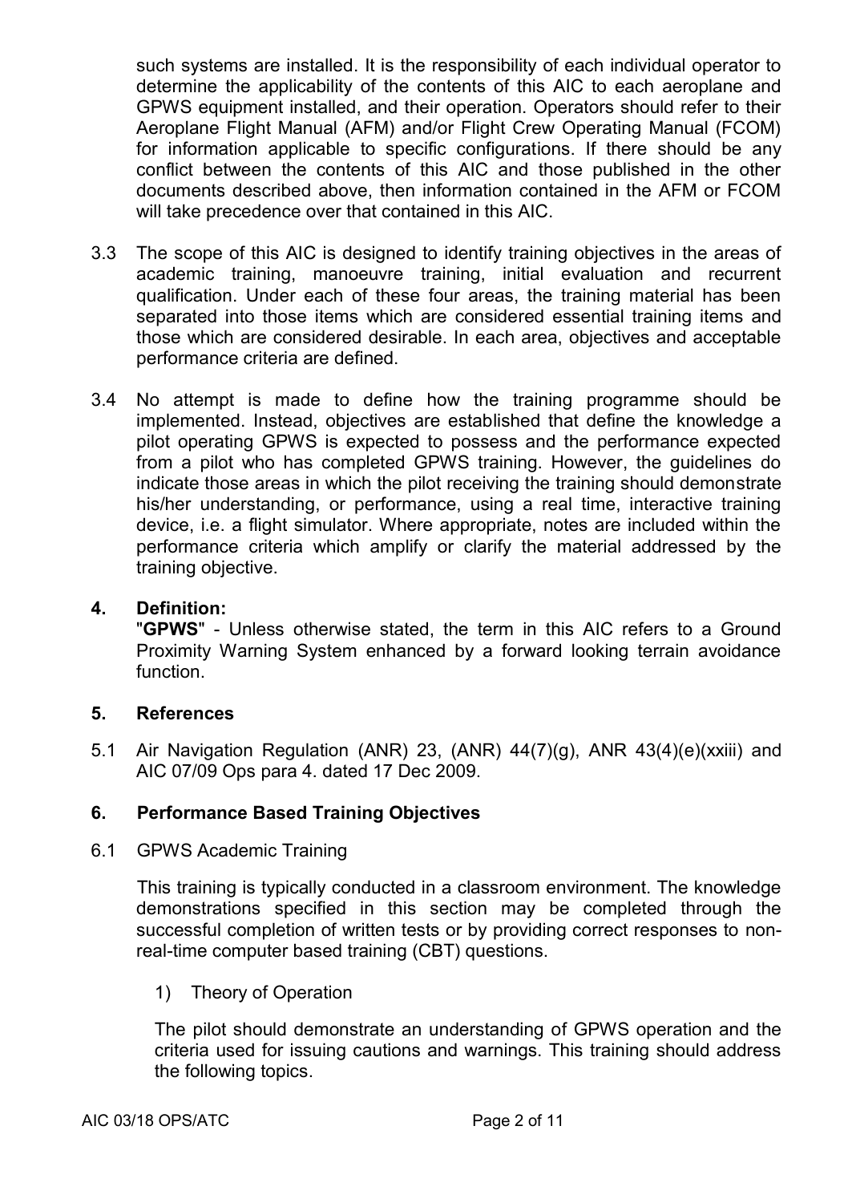such systems are installed. It is the responsibility of each individual operator to determine the applicability of the contents of this AIC to each aeroplane and GPWS equipment installed, and their operation. Operators should refer to their Aeroplane Flight Manual (AFM) and/or Flight Crew Operating Manual (FCOM) for information applicable to specific configurations. If there should be any conflict between the contents of this AIC and those published in the other documents described above, then information contained in the AFM or FCOM will take precedence over that contained in this AIC.

3.3 The scope of this AIC is designed to identify training objectives in the areas of academic training, manoeuvre training, initial evaluation and recurrent qualification. Under each of these four areas, the training material has been separated into those items which are considered essential training items and those which are considered desirable. In each area, objectives and acceptable performance criteria are defined.

3.4 No attempt is made to define how the training programme should be implemented. Instead, objectives are established that define the knowledge a pilot operating GPWS is expected to possess and the performance expected from a pilot who has completed GPWS training. However, the guidelines do indicate those areas in which the pilot receiving the training should demonstrate his/her understanding, or performance, using a real time, interactive training device, i.e. a flight simulator. Where appropriate, notes are included within the performance criteria which amplify or clarify the material addressed by the training objective.

## 4. Definition:

"**GPWS**" - Unless otherwise stated, the term in this AIC refers to a Ground Proximity Warning System enhanced by a forward looking terrain avoidance function.

## 5. References

5.1 Air Navigation Regulation (ANR) 23, (ANR) 44(7)(g), ANR 43(4)(e)(xxiii) and AIC 07/09 Ops para 4. dated 17 Dec 2009.

## 6. Performance Based Training Objectives

6.1 GPWS Academic Training

This training is typically conducted in a classroom environment. The knowledge demonstrations specified in this section may be completed through the successful completion of written tests or by providing correct responses to non-real-time computer based training (CBT) questions.

1) Theory of Operation

The pilot should demonstrate an understanding of GPWS operation and the criteria used for issuing cautions and warnings. This training should address the following topics.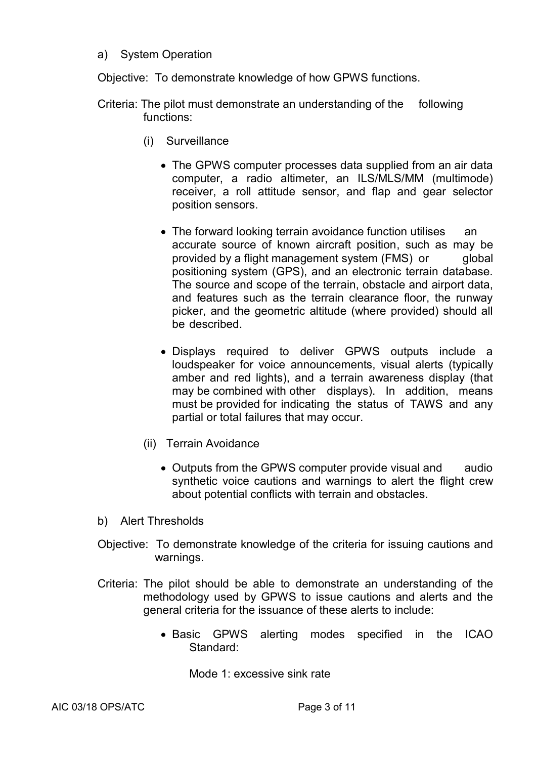a) System Operation

Objective: To demonstrate knowledge of how GPWS functions.

Criteria: The pilot must demonstrate an understanding of the following functions:

(i) Surveillance

- The GPWS computer processes data supplied from an air data computer, a radio altimeter, an ILS/MLS/MM (multimode) receiver, a roll attitude sensor, and flap and gear selector position sensors.

- The forward looking terrain avoidance function utilises an accurate source of known aircraft position, such as may be provided by a flight management system (FMS) or global positioning system (GPS), and an electronic terrain database. The source and scope of the terrain, obstacle and airport data, and features such as the terrain clearance floor, the runway picker, and the geometric altitude (where provided) should all be described.

- Displays required to deliver GPWS outputs include a loudspeaker for voice announcements, visual alerts (typically amber and red lights), and a terrain awareness display (that may be combined with other displays). In addition, means must be provided for indicating the status of TAWS and any partial or total failures that may occur.

(ii) Terrain Avoidance

- Outputs from the GPWS computer provide visual and audio synthetic voice cautions and warnings to alert the flight crew about potential conflicts with terrain and obstacles.

b) Alert Thresholds

Objective: To demonstrate knowledge of the criteria for issuing cautions and warnings.

Criteria: The pilot should be able to demonstrate an understanding of the methodology used by GPWS to issue cautions and alerts and the general criteria for the issuance of these alerts to include:

- Basic GPWS alerting modes specified in the ICAO Standard:

  Mode 1: excessive sink rate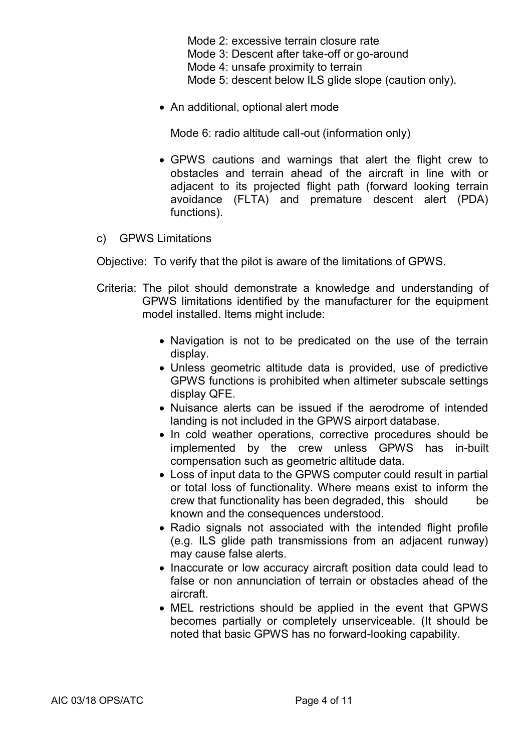Mode 2: excessive terrain closure rate
Mode 3: Descent after take-off or go-around
Mode 4: unsafe proximity to terrain
Mode 5: descent below ILS glide slope (caution only).

- An additional, optional alert mode

  Mode 6: radio altitude call-out (information only)

- GPWS cautions and warnings that alert the flight crew to obstacles and terrain ahead of the aircraft in line with or adjacent to its projected flight path (forward looking terrain avoidance (FLTA) and premature descent alert (PDA) functions).

c) GPWS Limitations

Objective: To verify that the pilot is aware of the limitations of GPWS.

Criteria: The pilot should demonstrate a knowledge and understanding of GPWS limitations identified by the manufacturer for the equipment model installed. Items might include:

- Navigation is not to be predicated on the use of the terrain display.
- Unless geometric altitude data is provided, use of predictive GPWS functions is prohibited when altimeter subscale settings display QFE.
- Nuisance alerts can be issued if the aerodrome of intended landing is not included in the GPWS airport database.
- In cold weather operations, corrective procedures should be implemented by the crew unless GPWS has in-built compensation such as geometric altitude data.
- Loss of input data to the GPWS computer could result in partial or total loss of functionality. Where means exist to inform the crew that functionality has been degraded, this should be known and the consequences understood.
- Radio signals not associated with the intended flight profile (e.g. ILS glide path transmissions from an adjacent runway) may cause false alerts.
- Inaccurate or low accuracy aircraft position data could lead to false or non annunciation of terrain or obstacles ahead of the aircraft.
- MEL restrictions should be applied in the event that GPWS becomes partially or completely unserviceable. (It should be noted that basic GPWS has no forward-looking capability.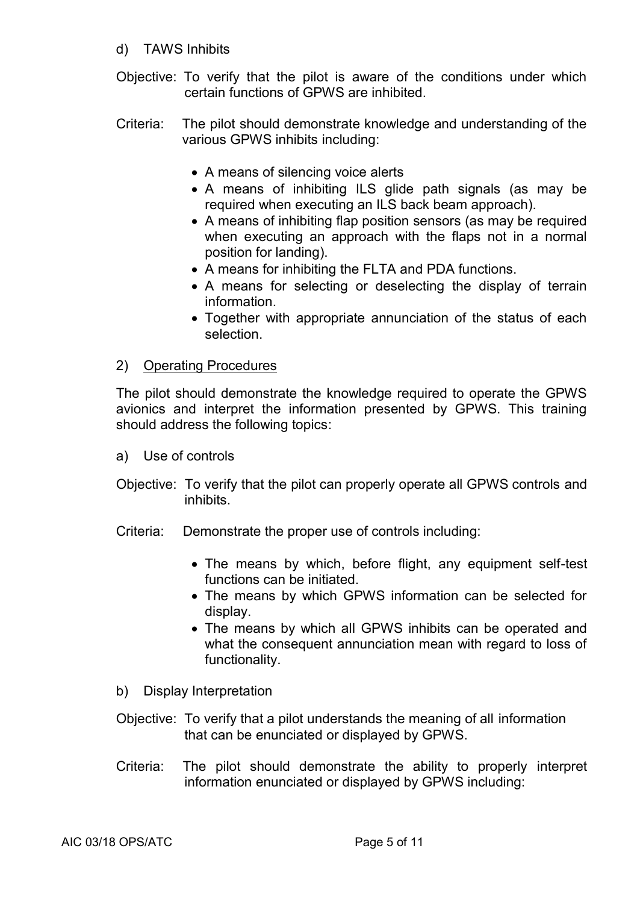d) TAWS Inhibits

Objective: To verify that the pilot is aware of the conditions under which certain functions of GPWS are inhibited.

Criteria: The pilot should demonstrate knowledge and understanding of the various GPWS inhibits including:

- A means of silencing voice alerts
- A means of inhibiting ILS glide path signals (as may be required when executing an ILS back beam approach).
- A means of inhibiting flap position sensors (as may be required when executing an approach with the flaps not in a normal position for landing).
- A means for inhibiting the FLTA and PDA functions.
- A means for selecting or deselecting the display of terrain information.
- Together with appropriate annunciation of the status of each selection.

2) <u>Operating Procedures</u>

The pilot should demonstrate the knowledge required to operate the GPWS avionics and interpret the information presented by GPWS. This training should address the following topics:

a) Use of controls

Objective: To verify that the pilot can properly operate all GPWS controls and inhibits.

Criteria: Demonstrate the proper use of controls including:

- The means by which, before flight, any equipment self-test functions can be initiated.
- The means by which GPWS information can be selected for display.
- The means by which all GPWS inhibits can be operated and what the consequent annunciation mean with regard to loss of functionality.

b) Display Interpretation

Objective: To verify that a pilot understands the meaning of all information that can be enunciated or displayed by GPWS.

Criteria: The pilot should demonstrate the ability to properly interpret information enunciated or displayed by GPWS including: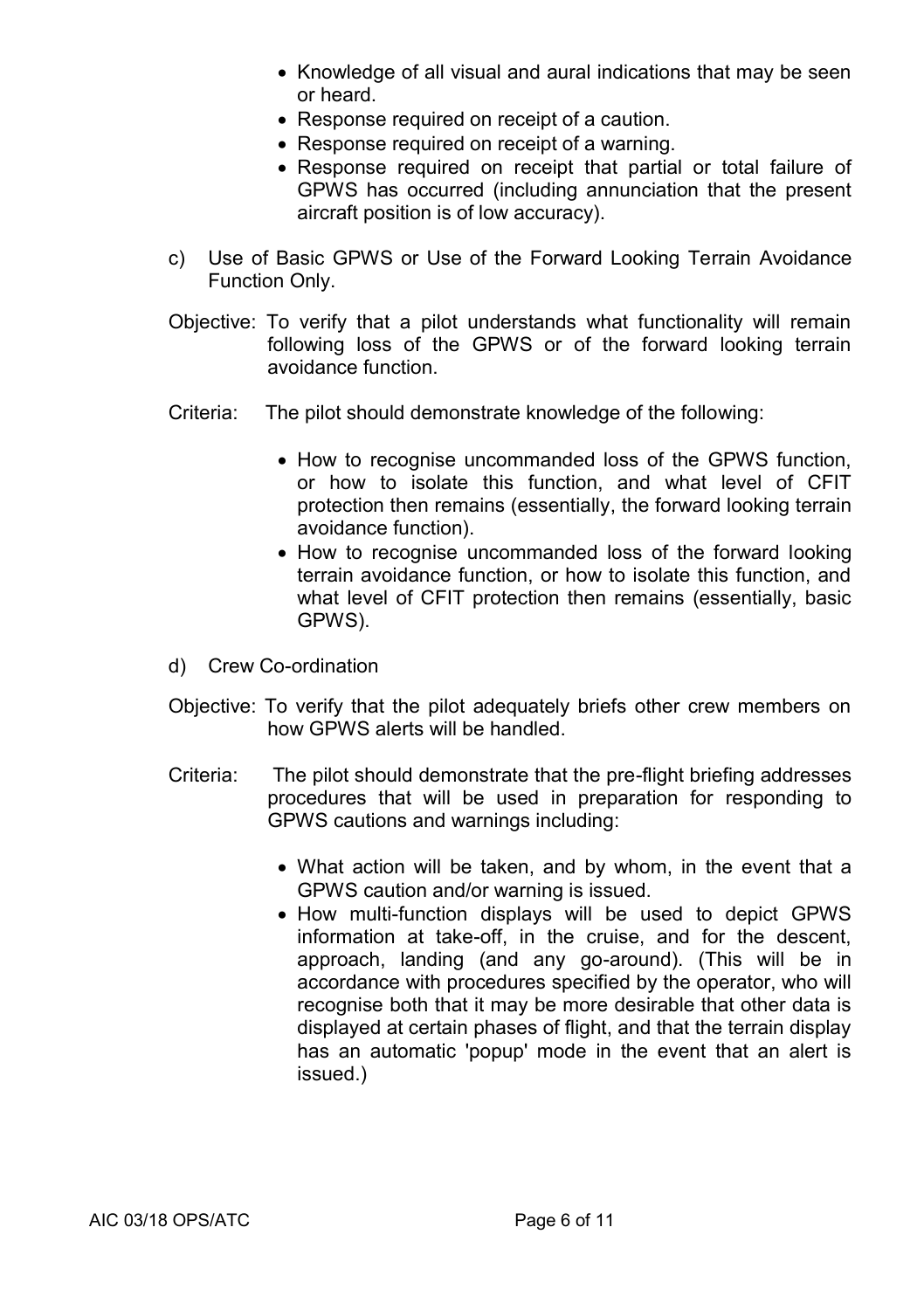- Knowledge of all visual and aural indications that may be seen or heard.
- Response required on receipt of a caution.
- Response required on receipt of a warning.
- Response required on receipt that partial or total failure of GPWS has occurred (including annunciation that the present aircraft position is of low accuracy).

c) Use of Basic GPWS or Use of the Forward Looking Terrain Avoidance Function Only.

Objective: To verify that a pilot understands what functionality will remain following loss of the GPWS or of the forward looking terrain avoidance function.

Criteria: The pilot should demonstrate knowledge of the following:

- How to recognise uncommanded loss of the GPWS function, or how to isolate this function, and what level of CFIT protection then remains (essentially, the forward looking terrain avoidance function).
- How to recognise uncommanded loss of the forward looking terrain avoidance function, or how to isolate this function, and what level of CFIT protection then remains (essentially, basic GPWS).

d) Crew Co-ordination

Objective: To verify that the pilot adequately briefs other crew members on how GPWS alerts will be handled.

Criteria: The pilot should demonstrate that the pre-flight briefing addresses procedures that will be used in preparation for responding to GPWS cautions and warnings including:

- What action will be taken, and by whom, in the event that a GPWS caution and/or warning is issued.
- How multi-function displays will be used to depict GPWS information at take-off, in the cruise, and for the descent, approach, landing (and any go-around). (This will be in accordance with procedures specified by the operator, who will recognise both that it may be more desirable that other data is displayed at certain phases of flight, and that the terrain display has an automatic 'popup' mode in the event that an alert is issued.)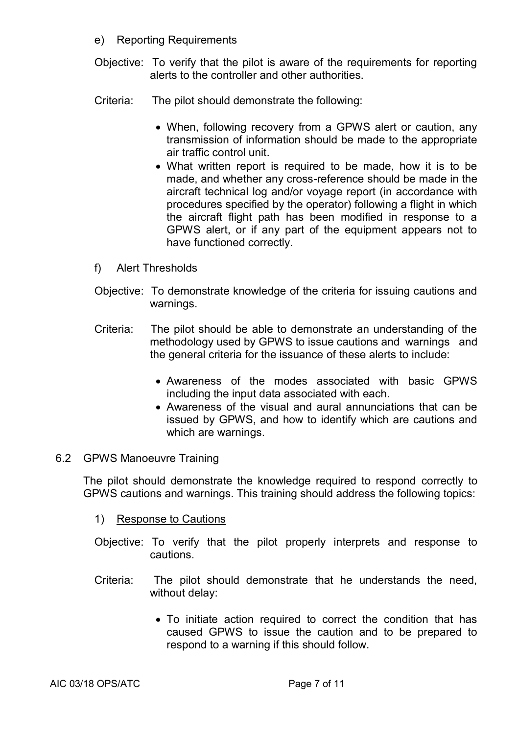e) Reporting Requirements

Objective: To verify that the pilot is aware of the requirements for reporting alerts to the controller and other authorities.

Criteria: The pilot should demonstrate the following:

- When, following recovery from a GPWS alert or caution, any transmission of information should be made to the appropriate air traffic control unit.
- What written report is required to be made, how it is to be made, and whether any cross-reference should be made in the aircraft technical log and/or voyage report (in accordance with procedures specified by the operator) following a flight in which the aircraft flight path has been modified in response to a GPWS alert, or if any part of the equipment appears not to have functioned correctly.

f) Alert Thresholds

Objective: To demonstrate knowledge of the criteria for issuing cautions and warnings.

Criteria: The pilot should be able to demonstrate an understanding of the methodology used by GPWS to issue cautions and warnings and the general criteria for the issuance of these alerts to include:

- Awareness of the modes associated with basic GPWS including the input data associated with each.
- Awareness of the visual and aural annunciations that can be issued by GPWS, and how to identify which are cautions and which are warnings.

## 6.2 GPWS Manoeuvre Training

The pilot should demonstrate the knowledge required to respond correctly to GPWS cautions and warnings. This training should address the following topics:

1) <u>Response to Cautions</u>

Objective: To verify that the pilot properly interprets and response to cautions.

Criteria: The pilot should demonstrate that he understands the need, without delay:

- To initiate action required to correct the condition that has caused GPWS to issue the caution and to be prepared to respond to a warning if this should follow.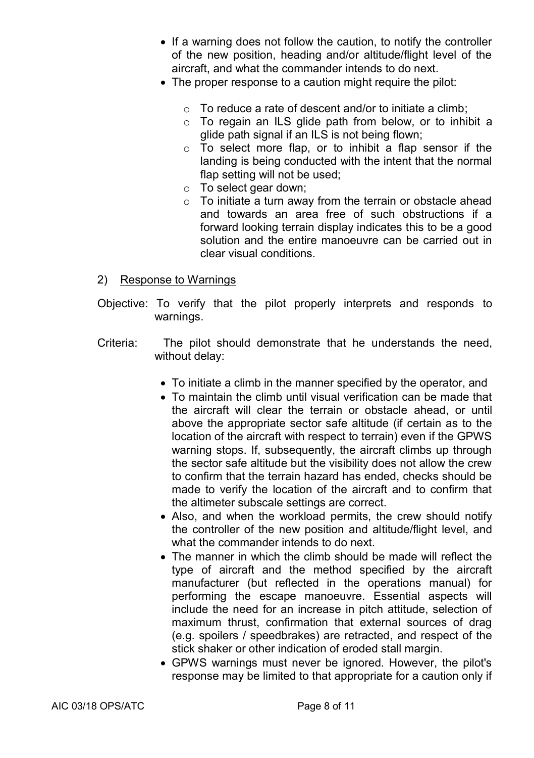- If a warning does not follow the caution, to notify the controller of the new position, heading and/or altitude/flight level of the aircraft, and what the commander intends to do next.
- The proper response to a caution might require the pilot:
  - To reduce a rate of descent and/or to initiate a climb;
  - To regain an ILS glide path from below, or to inhibit a glide path signal if an ILS is not being flown;
  - To select more flap, or to inhibit a flap sensor if the landing is being conducted with the intent that the normal flap setting will not be used;
  - To select gear down;
  - To initiate a turn away from the terrain or obstacle ahead and towards an area free of such obstructions if a forward looking terrain display indicates this to be a good solution and the entire manoeuvre can be carried out in clear visual conditions.

2) Response to Warnings

Objective: To verify that the pilot properly interprets and responds to warnings.

Criteria: The pilot should demonstrate that he understands the need, without delay:

- To initiate a climb in the manner specified by the operator, and
- To maintain the climb until visual verification can be made that the aircraft will clear the terrain or obstacle ahead, or until above the appropriate sector safe altitude (if certain as to the location of the aircraft with respect to terrain) even if the GPWS warning stops. If, subsequently, the aircraft climbs up through the sector safe altitude but the visibility does not allow the crew to confirm that the terrain hazard has ended, checks should be made to verify the location of the aircraft and to confirm that the altimeter subscale settings are correct.
- Also, and when the workload permits, the crew should notify the controller of the new position and altitude/flight level, and what the commander intends to do next.
- The manner in which the climb should be made will reflect the type of aircraft and the method specified by the aircraft manufacturer (but reflected in the operations manual) for performing the escape manoeuvre. Essential aspects will include the need for an increase in pitch attitude, selection of maximum thrust, confirmation that external sources of drag (e.g. spoilers / speedbrakes) are retracted, and respect of the stick shaker or other indication of eroded stall margin.
- GPWS warnings must never be ignored. However, the pilot's response may be limited to that appropriate for a caution only if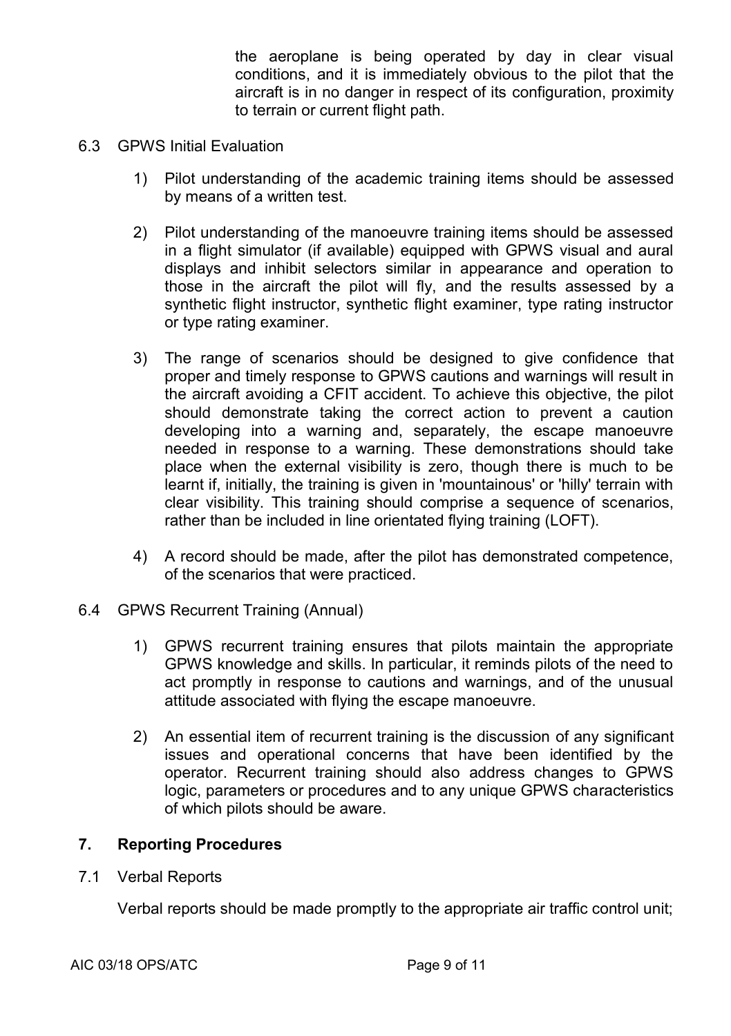the aeroplane is being operated by day in clear visual conditions, and it is immediately obvious to the pilot that the aircraft is in no danger in respect of its configuration, proximity to terrain or current flight path.

6.3 GPWS Initial Evaluation

1) Pilot understanding of the academic training items should be assessed by means of a written test.

2) Pilot understanding of the manoeuvre training items should be assessed in a flight simulator (if available) equipped with GPWS visual and aural displays and inhibit selectors similar in appearance and operation to those in the aircraft the pilot will fly, and the results assessed by a synthetic flight instructor, synthetic flight examiner, type rating instructor or type rating examiner.

3) The range of scenarios should be designed to give confidence that proper and timely response to GPWS cautions and warnings will result in the aircraft avoiding a CFIT accident. To achieve this objective, the pilot should demonstrate taking the correct action to prevent a caution developing into a warning and, separately, the escape manoeuvre needed in response to a warning. These demonstrations should take place when the external visibility is zero, though there is much to be learnt if, initially, the training is given in 'mountainous' or 'hilly' terrain with clear visibility. This training should comprise a sequence of scenarios, rather than be included in line orientated flying training (LOFT).

4) A record should be made, after the pilot has demonstrated competence, of the scenarios that were practiced.

6.4 GPWS Recurrent Training (Annual)

1) GPWS recurrent training ensures that pilots maintain the appropriate GPWS knowledge and skills. In particular, it reminds pilots of the need to act promptly in response to cautions and warnings, and of the unusual attitude associated with flying the escape manoeuvre.

2) An essential item of recurrent training is the discussion of any significant issues and operational concerns that have been identified by the operator. Recurrent training should also address changes to GPWS logic, parameters or procedures and to any unique GPWS characteristics of which pilots should be aware.

## 7. Reporting Procedures

7.1 Verbal Reports

Verbal reports should be made promptly to the appropriate air traffic control unit;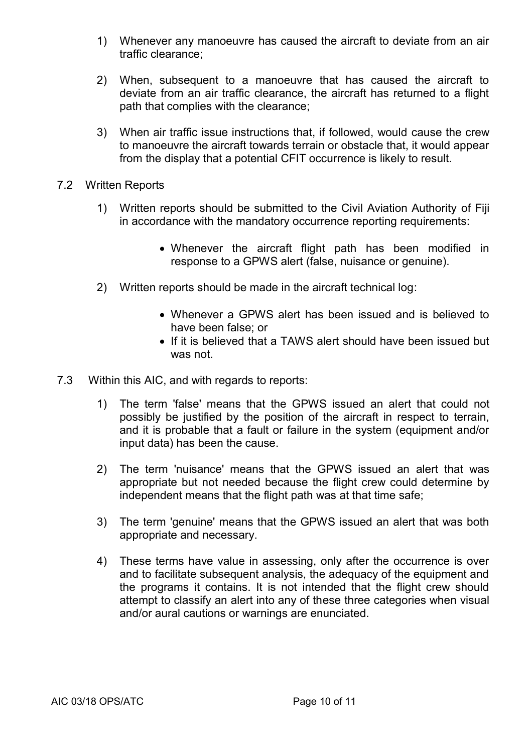1) Whenever any manoeuvre has caused the aircraft to deviate from an air traffic clearance;

2) When, subsequent to a manoeuvre that has caused the aircraft to deviate from an air traffic clearance, the aircraft has returned to a flight path that complies with the clearance;

3) When air traffic issue instructions that, if followed, would cause the crew to manoeuvre the aircraft towards terrain or obstacle that, it would appear from the display that a potential CFIT occurrence is likely to result.

7.2 Written Reports

1) Written reports should be submitted to the Civil Aviation Authority of Fiji in accordance with the mandatory occurrence reporting requirements:

   - Whenever the aircraft flight path has been modified in response to a GPWS alert (false, nuisance or genuine).

2) Written reports should be made in the aircraft technical log:

   - Whenever a GPWS alert has been issued and is believed to have been false; or
   - If it is believed that a TAWS alert should have been issued but was not.

7.3 Within this AIC, and with regards to reports:

1) The term 'false' means that the GPWS issued an alert that could not possibly be justified by the position of the aircraft in respect to terrain, and it is probable that a fault or failure in the system (equipment and/or input data) has been the cause.

2) The term 'nuisance' means that the GPWS issued an alert that was appropriate but not needed because the flight crew could determine by independent means that the flight path was at that time safe;

3) The term 'genuine' means that the GPWS issued an alert that was both appropriate and necessary.

4) These terms have value in assessing, only after the occurrence is over and to facilitate subsequent analysis, the adequacy of the equipment and the programs it contains. It is not intended that the flight crew should attempt to classify an alert into any of these three categories when visual and/or aural cautions or warnings are enunciated.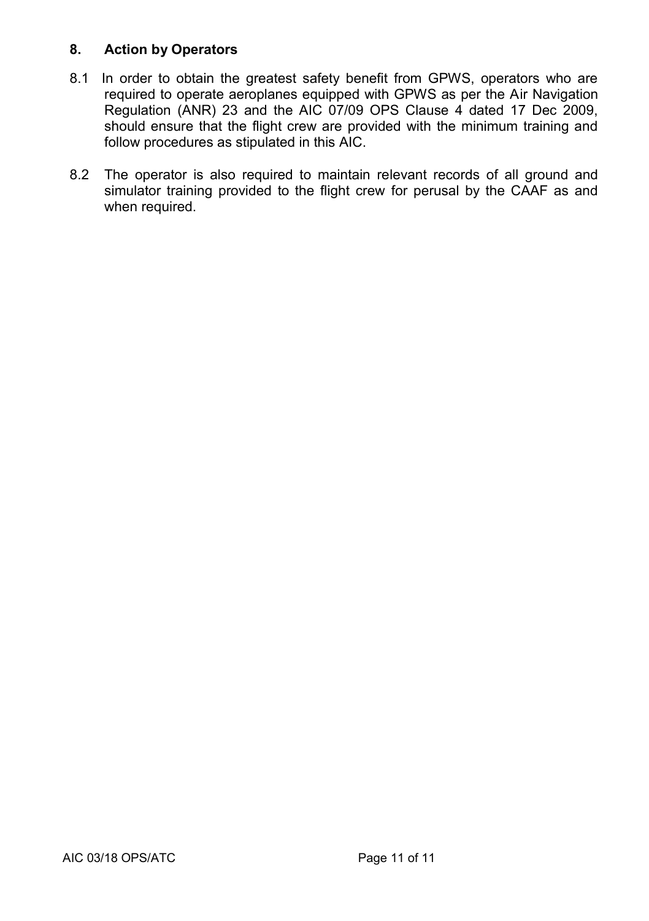## 8. Action by Operators

8.1 In order to obtain the greatest safety benefit from GPWS, operators who are required to operate aeroplanes equipped with GPWS as per the Air Navigation Regulation (ANR) 23 and the AIC 07/09 OPS Clause 4 dated 17 Dec 2009, should ensure that the flight crew are provided with the minimum training and follow procedures as stipulated in this AIC.

8.2 The operator is also required to maintain relevant records of all ground and simulator training provided to the flight crew for perusal by the CAAF as and when required.